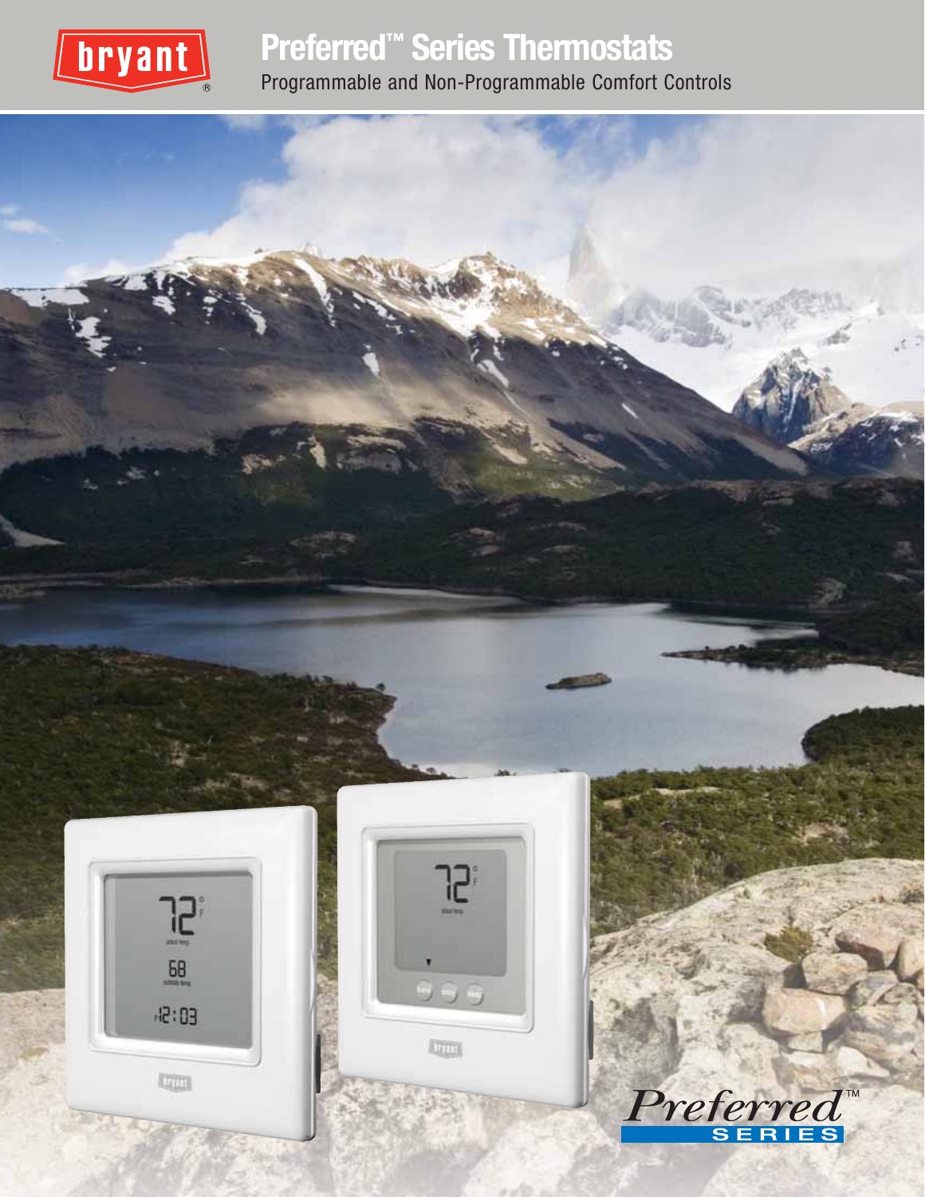# Preferred™ Series Thermostats

Programmable and Non-Programmable Comfort Controls

Preferred™ SERIES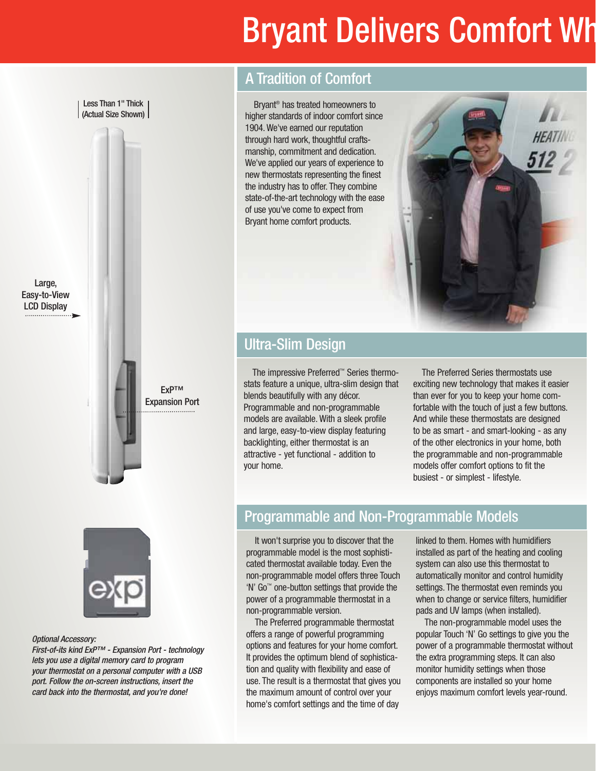# Bryant Delivers Comfort Wh

Less Than 1" Thick (Actual Size Shown)

Large, Easy-to-View LCD Display

ExP™ Expansion Port

*Optional Accessory:*
*First-of-its kind ExP™ - Expansion Port - technology lets you use a digital memory card to program your thermostat on a personal computer with a USB port. Follow the on-screen instructions, insert the card back into the thermostat, and you're done!*

## A Tradition of Comfort

Bryant® has treated homeowners to higher standards of indoor comfort since 1904. We've earned our reputation through hard work, thoughtful craftsmanship, commitment and dedication. We've applied our years of experience to new thermostats representing the finest the industry has to offer. They combine state-of-the-art technology with the ease of use you've come to expect from Bryant home comfort products.

## Ultra-Slim Design

The impressive Preferred™ Series thermostats feature a unique, ultra-slim design that blends beautifully with any décor. Programmable and non-programmable models are available. With a sleek profile and large, easy-to-view display featuring backlighting, either thermostat is an attractive - yet functional - addition to your home.

The Preferred Series thermostats use exciting new technology that makes it easier than ever for you to keep your home comfortable with the touch of just a few buttons. And while these thermostats are designed to be as smart - and smart-looking - as any of the other electronics in your home, both the programmable and non-programmable models offer comfort options to fit the busiest - or simplest - lifestyle.

## Programmable and Non-Programmable Models

It won't surprise you to discover that the programmable model is the most sophisticated thermostat available today. Even the non-programmable model offers three Touch 'N' Go™ one-button settings that provide the power of a programmable thermostat in a non-programmable version.

The Preferred programmable thermostat offers a range of powerful programming options and features for your home comfort. It provides the optimum blend of sophistication and quality with flexibility and ease of use. The result is a thermostat that gives you the maximum amount of control over your home's comfort settings and the time of day linked to them. Homes with humidifiers installed as part of the heating and cooling system can also use this thermostat to automatically monitor and control humidity settings. The thermostat even reminds you when to change or service filters, humidifier pads and UV lamps (when installed).

The non-programmable model uses the popular Touch 'N' Go settings to give you the power of a programmable thermostat without the extra programming steps. It can also monitor humidity settings when those components are installed so your home enjoys maximum comfort levels year-round.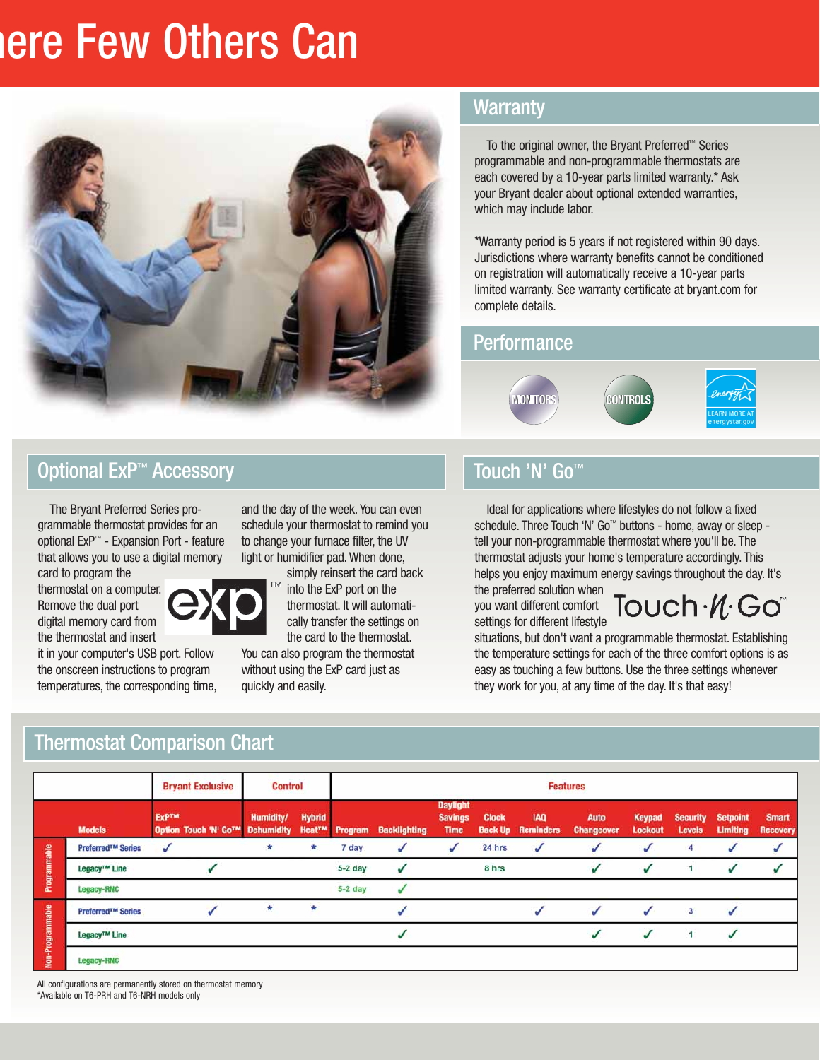# ere Few Others Can

## Warranty

To the original owner, the Bryant Preferred™ Series programmable and non-programmable thermostats are each covered by a 10-year parts limited warranty.* Ask your Bryant dealer about optional extended warranties, which may include labor.

*Warranty period is 5 years if not registered within 90 days. Jurisdictions where warranty benefits cannot be conditioned on registration will automatically receive a 10-year parts limited warranty. See warranty certificate at bryant.com for complete details.

## Performance

## Optional ExP™ Accessory

The Bryant Preferred Series programmable thermostat provides for an optional ExP™ - Expansion Port - feature that allows you to use a digital memory card to program the thermostat on a computer. Remove the dual port digital memory card from the thermostat and insert it in your computer's USB port. Follow the onscreen instructions to program temperatures, the corresponding time, and the day of the week. You can even schedule your thermostat to remind you to change your furnace filter, the UV light or humidifier pad. When done, simply reinsert the card back into the ExP port on the thermostat. It will automatically transfer the settings on the card to the thermostat. You can also program the thermostat without using the ExP card just as quickly and easily.

## Touch 'N' Go™

Ideal for applications where lifestyles do not follow a fixed schedule. Three Touch 'N' Go™ buttons - home, away or sleep - tell your non-programmable thermostat where you'll be. The thermostat adjusts your home's temperature accordingly. This helps you enjoy maximum energy savings throughout the day. It's the preferred solution when you want different comfort settings for different lifestyle situations, but don't want a programmable thermostat. Establishing the temperature settings for each of the three comfort options is as easy as touching a few buttons. Use the three settings whenever they work for you, at any time of the day. It's that easy!

## Thermostat Comparison Chart

| | | Bryant Exclusive | | Control | | Features | | | | | | | | | | |
|---|---|---|---|---|---|---|---|---|---|---|---|---|---|---|---|---|
| | Models | ExP™ Option | Touch 'N' Go™ | Humidity/ Dehumidity | Hybrid Heat™ | Program | Backlighting | Daylight Savings Time | Clock Back Up | IAQ Reminders | Auto Changeover | Keypad Lockout | Security Levels | Setpoint Limiting | Smart Recovery |
| Programmable | Preferred™ Series | ✓ | | * | * | 7 day | ✓ | ✓ | 24 hrs | ✓ | ✓ | ✓ | 4 | ✓ | ✓ |
| | Legacy™ Line | | ✓ | | | 5-2 day | ✓ | | 8 hrs | | ✓ | ✓ | 1 | ✓ | ✓ |
| | Legacy-RNC | | | | | 5-2 day | ✓ | | | | | | | | |
| Non-Programmable | Preferred™ Series | | ✓ | * | * | | ✓ | | | ✓ | ✓ | ✓ | 3 | ✓ | |
| | Legacy™ Line | | | | | | ✓ | | | | ✓ | ✓ | 1 | ✓ | |
| | Legacy-RNC | | | | | | | | | | | | | | |

All configurations are permanently stored on thermostat memory
*Available on T6-PRH and T6-NRH models only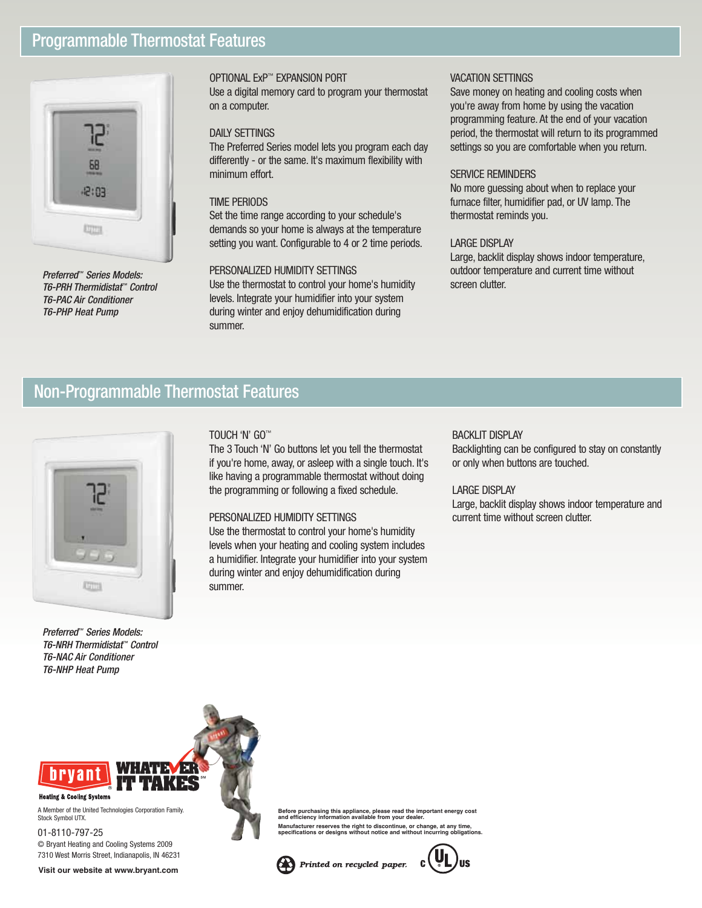## Programmable Thermostat Features

*Preferred™ Series Models:*
*T6-PRH Thermidistat™ Control*
*T6-PAC Air Conditioner*
*T6-PHP Heat Pump*

OPTIONAL ExP™ EXPANSION PORT
Use a digital memory card to program your thermostat on a computer.

DAILY SETTINGS
The Preferred Series model lets you program each day differently - or the same. It's maximum flexibility with minimum effort.

TIME PERIODS
Set the time range according to your schedule's demands so your home is always at the temperature setting you want. Configurable to 4 or 2 time periods.

PERSONALIZED HUMIDITY SETTINGS
Use the thermostat to control your home's humidity levels. Integrate your humidifier into your system during winter and enjoy dehumidification during summer.

VACATION SETTINGS
Save money on heating and cooling costs when you're away from home by using the vacation programming feature. At the end of your vacation period, the thermostat will return to its programmed settings so you are comfortable when you return.

SERVICE REMINDERS
No more guessing about when to replace your furnace filter, humidifier pad, or UV lamp. The thermostat reminds you.

LARGE DISPLAY
Large, backlit display shows indoor temperature, outdoor temperature and current time without screen clutter.

## Non-Programmable Thermostat Features

*Preferred™ Series Models:*
*T6-NRH Thermidistat™ Control*
*T6-NAC Air Conditioner*
*T6-NHP Heat Pump*

TOUCH 'N' GO™
The 3 Touch 'N' Go buttons let you tell the thermostat if you're home, away, or asleep with a single touch. It's like having a programmable thermostat without doing the programming or following a fixed schedule.

PERSONALIZED HUMIDITY SETTINGS
Use the thermostat to control your home's humidity levels when your heating and cooling system includes a humidifier. Integrate your humidifier into your system during winter and enjoy dehumidification during summer.

BACKLIT DISPLAY
Backlighting can be configured to stay on constantly or only when buttons are touched.

LARGE DISPLAY
Large, backlit display shows indoor temperature and current time without screen clutter.

bryant® Heating & Cooling Systems — WHATEVER IT TAKES℠

A Member of the United Technologies Corporation Family. Stock Symbol UTX.

01-8110-797-25
© Bryant Heating and Cooling Systems 2009
7310 West Morris Street, Indianapolis, IN 46231

**Visit our website at www.bryant.com**

**Before purchasing this appliance, please read the important energy cost and efficiency information available from your dealer.**

**Manufacturer reserves the right to discontinue, or change, at any time, specifications or designs without notice and without incurring obligations.**

*Printed on recycled paper.*

c UL us